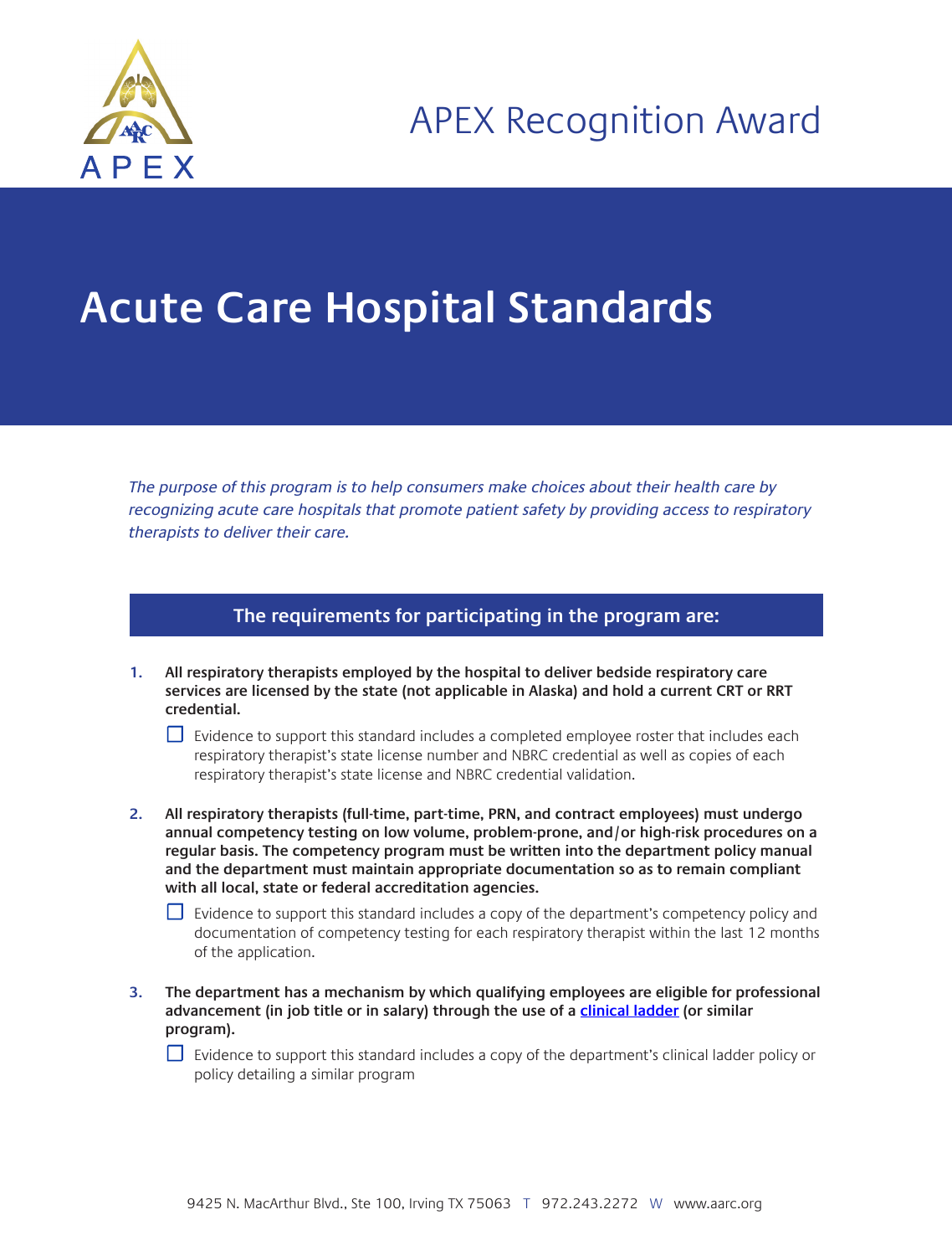APEX Recognition Award

# Acute Care Hospital Standards

*The purpose of this program is to help consumers make choices about their health care by recognizing acute care hospitals that promote patient safety by providing access to respiratory therapists to deliver their care.*

## The requirements for participating in the program are:

1. **All respiratory therapists employed by the hospital to deliver bedside respiratory care services are licensed by the state (not applicable in Alaska) and hold a current CRT or RRT credential.**

   - [ ] Evidence to support this standard includes a completed employee roster that includes each respiratory therapist's state license number and NBRC credential as well as copies of each respiratory therapist's state license and NBRC credential validation.

2. **All respiratory therapists (full-time, part-time, PRN, and contract employees) must undergo annual competency testing on low volume, problem-prone, and/or high-risk procedures on a regular basis. The competency program must be written into the department policy manual and the department must maintain appropriate documentation so as to remain compliant with all local, state or federal accreditation agencies.**

   - [ ] Evidence to support this standard includes a copy of the department's competency policy and documentation of competency testing for each respiratory therapist within the last 12 months of the application.

3. **The department has a mechanism by which qualifying employees are eligible for professional advancement (in job title or in salary) through the use of a clinical ladder (or similar program).**

   - [ ] Evidence to support this standard includes a copy of the department's clinical ladder policy or policy detailing a similar program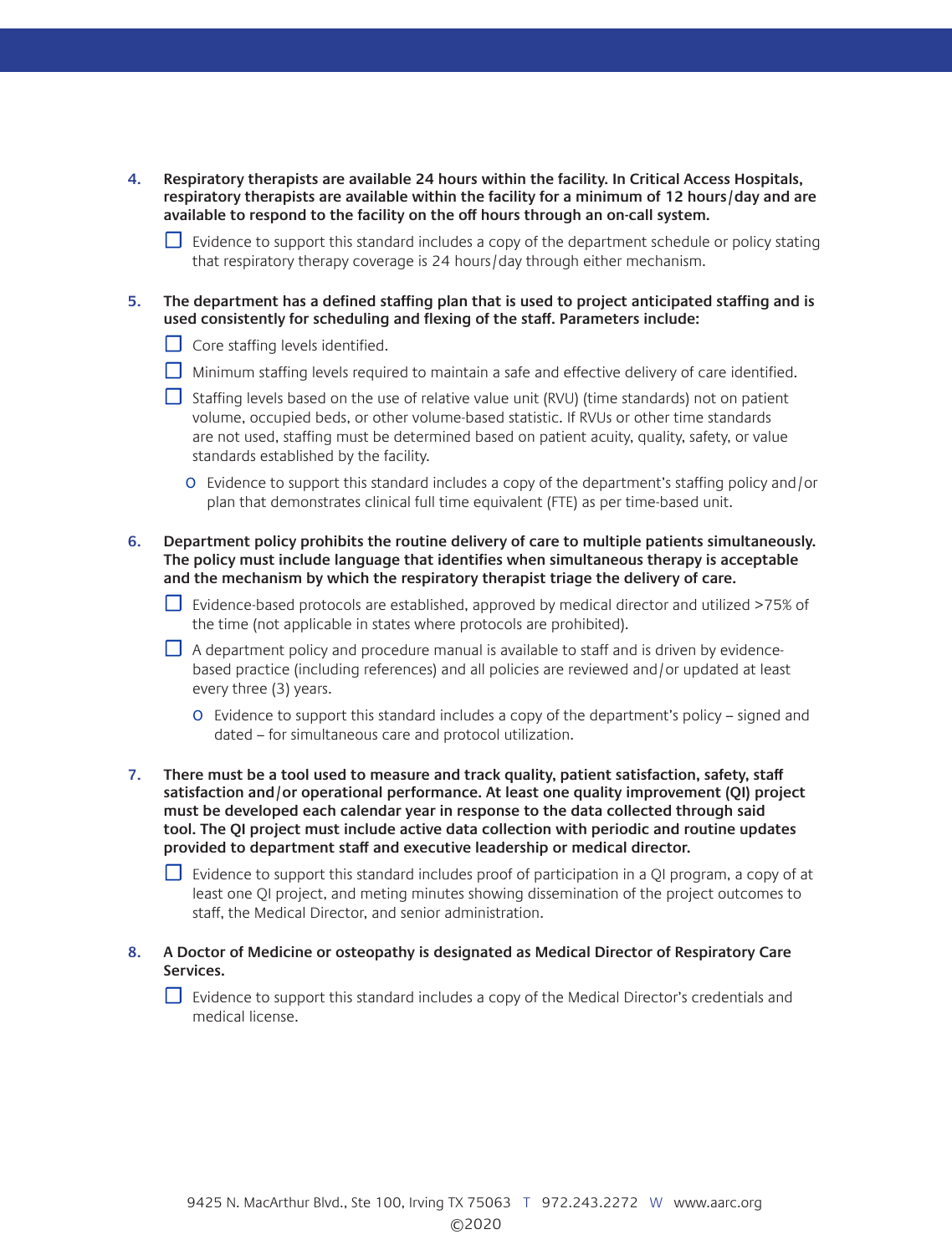4. **Respiratory therapists are available 24 hours within the facility. In Critical Access Hospitals, respiratory therapists are available within the facility for a minimum of 12 hours/day and are available to respond to the facility on the off hours through an on-call system.**

   - [ ] Evidence to support this standard includes a copy of the department schedule or policy stating that respiratory therapy coverage is 24 hours/day through either mechanism.

5. **The department has a defined staffing plan that is used to project anticipated staffing and is used consistently for scheduling and flexing of the staff. Parameters include:**

   - [ ] Core staffing levels identified.
   - [ ] Minimum staffing levels required to maintain a safe and effective delivery of care identified.
   - [ ] Staffing levels based on the use of relative value unit (RVU) (time standards) not on patient volume, occupied beds, or other volume-based statistic. If RVUs or other time standards are not used, staffing must be determined based on patient acuity, quality, safety, or value standards established by the facility.
     - Evidence to support this standard includes a copy of the department's staffing policy and/or plan that demonstrates clinical full time equivalent (FTE) as per time-based unit.

6. **Department policy prohibits the routine delivery of care to multiple patients simultaneously. The policy must include language that identifies when simultaneous therapy is acceptable and the mechanism by which the respiratory therapist triage the delivery of care.**

   - [ ] Evidence-based protocols are established, approved by medical director and utilized >75% of the time (not applicable in states where protocols are prohibited).
   - [ ] A department policy and procedure manual is available to staff and is driven by evidence-based practice (including references) and all policies are reviewed and/or updated at least every three (3) years.
     - Evidence to support this standard includes a copy of the department's policy – signed and dated – for simultaneous care and protocol utilization.

7. **There must be a tool used to measure and track quality, patient satisfaction, safety, staff satisfaction and/or operational performance. At least one quality improvement (QI) project must be developed each calendar year in response to the data collected through said tool. The QI project must include active data collection with periodic and routine updates provided to department staff and executive leadership or medical director.**

   - [ ] Evidence to support this standard includes proof of participation in a QI program, a copy of at least one QI project, and meting minutes showing dissemination of the project outcomes to staff, the Medical Director, and senior administration.

8. **A Doctor of Medicine or osteopathy is designated as Medical Director of Respiratory Care Services.**

   - [ ] Evidence to support this standard includes a copy of the Medical Director's credentials and medical license.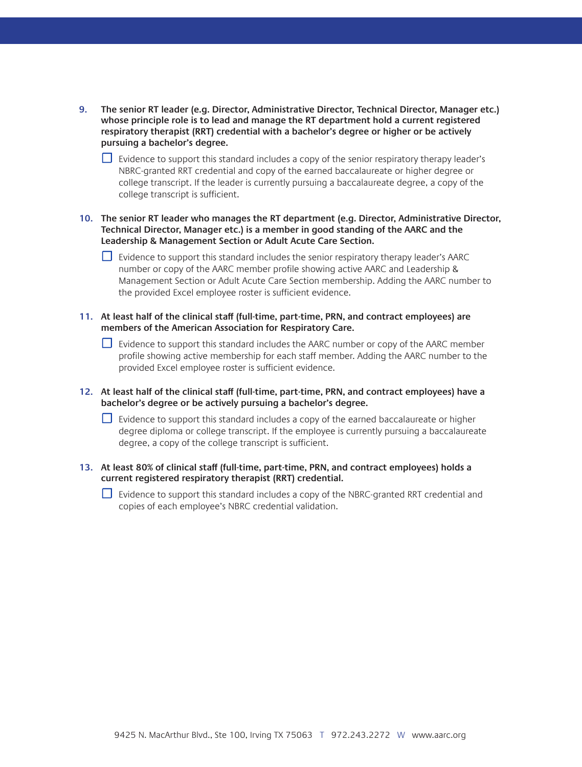9. **The senior RT leader (e.g. Director, Administrative Director, Technical Director, Manager etc.) whose principle role is to lead and manage the RT department hold a current registered respiratory therapist (RRT) credential with a bachelor's degree or higher or be actively pursuing a bachelor's degree.**

   - [ ] Evidence to support this standard includes a copy of the senior respiratory therapy leader's NBRC-granted RRT credential and copy of the earned baccalaureate or higher degree or college transcript. If the leader is currently pursuing a baccalaureate degree, a copy of the college transcript is sufficient.

10. **The senior RT leader who manages the RT department (e.g. Director, Administrative Director, Technical Director, Manager etc.) is a member in good standing of the AARC and the Leadership & Management Section or Adult Acute Care Section.**

    - [ ] Evidence to support this standard includes the senior respiratory therapy leader's AARC number or copy of the AARC member profile showing active AARC and Leadership & Management Section or Adult Acute Care Section membership. Adding the AARC number to the provided Excel employee roster is sufficient evidence.

11. **At least half of the clinical staff (full-time, part-time, PRN, and contract employees) are members of the American Association for Respiratory Care.**

    - [ ] Evidence to support this standard includes the AARC number or copy of the AARC member profile showing active membership for each staff member. Adding the AARC number to the provided Excel employee roster is sufficient evidence.

12. **At least half of the clinical staff (full-time, part-time, PRN, and contract employees) have a bachelor's degree or be actively pursuing a bachelor's degree.**

    - [ ] Evidence to support this standard includes a copy of the earned baccalaureate or higher degree diploma or college transcript. If the employee is currently pursuing a baccalaureate degree, a copy of the college transcript is sufficient.

13. **At least 80% of clinical staff (full-time, part-time, PRN, and contract employees) holds a current registered respiratory therapist (RRT) credential.**

    - [ ] Evidence to support this standard includes a copy of the NBRC-granted RRT credential and copies of each employee's NBRC credential validation.

9425 N. MacArthur Blvd., Ste 100, Irving TX 75063 T 972.243.2272 W www.aarc.org